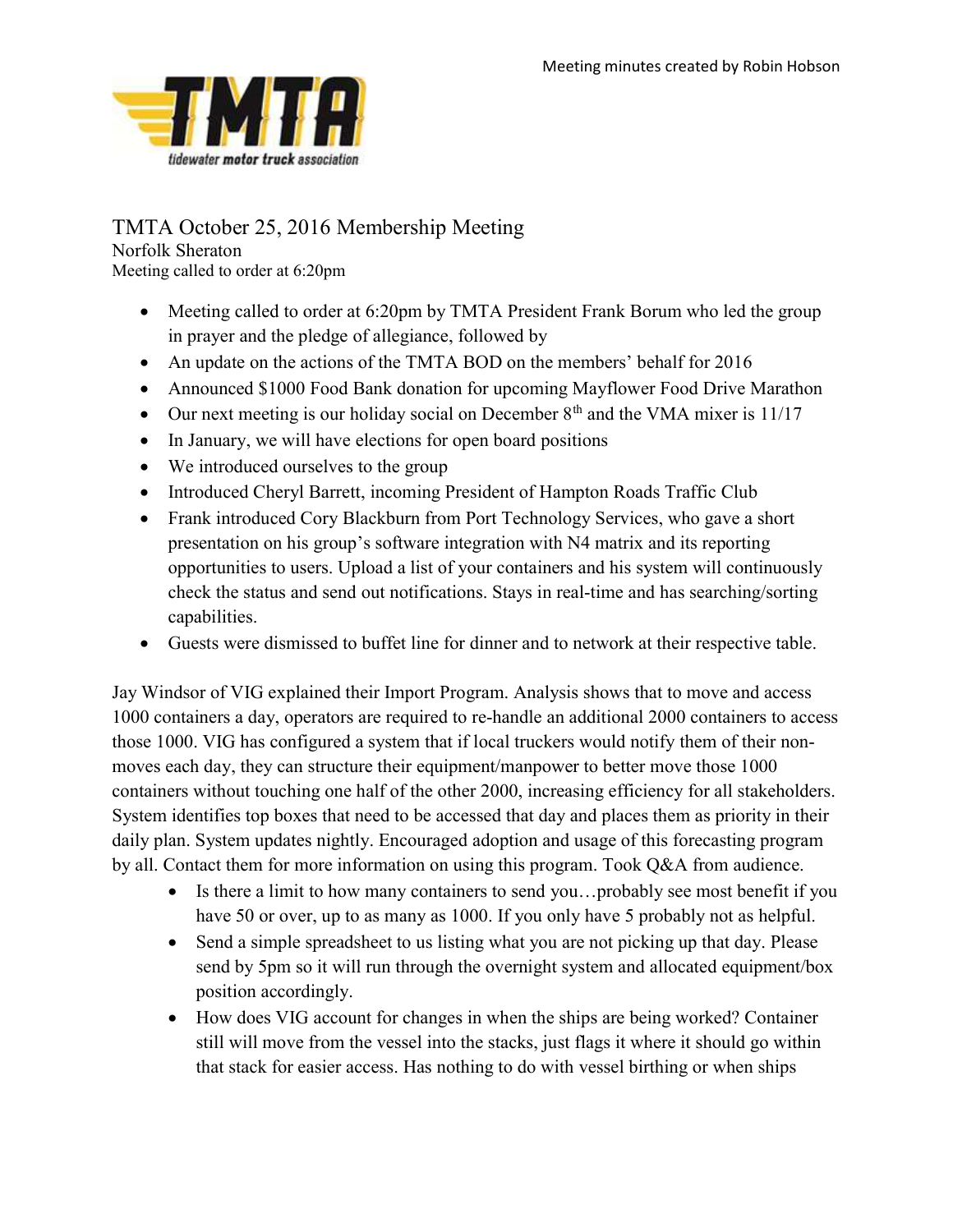Meeting minutes created by Robin Hobson

# TMTA October 25, 2016 Membership Meeting

Norfolk Sheraton
Meeting called to order at 6:20pm

- Meeting called to order at 6:20pm by TMTA President Frank Borum who led the group in prayer and the pledge of allegiance, followed by
- An update on the actions of the TMTA BOD on the members' behalf for 2016
- Announced $1000 Food Bank donation for upcoming Mayflower Food Drive Marathon
- Our next meeting is our holiday social on December 8th and the VMA mixer is 11/17
- In January, we will have elections for open board positions
- We introduced ourselves to the group
- Introduced Cheryl Barrett, incoming President of Hampton Roads Traffic Club
- Frank introduced Cory Blackburn from Port Technology Services, who gave a short presentation on his group's software integration with N4 matrix and its reporting opportunities to users. Upload a list of your containers and his system will continuously check the status and send out notifications. Stays in real-time and has searching/sorting capabilities.
- Guests were dismissed to buffet line for dinner and to network at their respective table.

Jay Windsor of VIG explained their Import Program. Analysis shows that to move and access 1000 containers a day, operators are required to re-handle an additional 2000 containers to access those 1000. VIG has configured a system that if local truckers would notify them of their non-moves each day, they can structure their equipment/manpower to better move those 1000 containers without touching one half of the other 2000, increasing efficiency for all stakeholders. System identifies top boxes that need to be accessed that day and places them as priority in their daily plan. System updates nightly. Encouraged adoption and usage of this forecasting program by all. Contact them for more information on using this program. Took Q&A from audience.

- Is there a limit to how many containers to send you…probably see most benefit if you have 50 or over, up to as many as 1000. If you only have 5 probably not as helpful.
- Send a simple spreadsheet to us listing what you are not picking up that day. Please send by 5pm so it will run through the overnight system and allocated equipment/box position accordingly.
- How does VIG account for changes in when the ships are being worked? Container still will move from the vessel into the stacks, just flags it where it should go within that stack for easier access. Has nothing to do with vessel birthing or when ships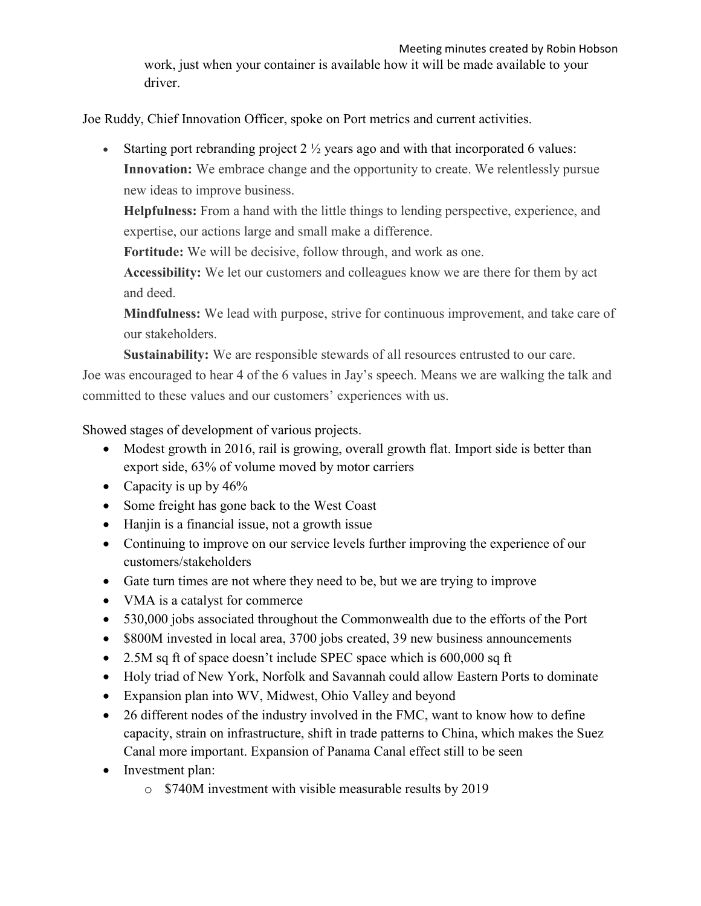work, just when your container is available how it will be made available to your driver.

Joe Ruddy, Chief Innovation Officer, spoke on Port metrics and current activities.

- Starting port rebranding project 2 ½ years ago and with that incorporated 6 values:
  **Innovation:** We embrace change and the opportunity to create. We relentlessly pursue new ideas to improve business.
  **Helpfulness:** From a hand with the little things to lending perspective, experience, and expertise, our actions large and small make a difference.
  **Fortitude:** We will be decisive, follow through, and work as one.
  **Accessibility:** We let our customers and colleagues know we are there for them by act and deed.
  **Mindfulness:** We lead with purpose, strive for continuous improvement, and take care of our stakeholders.
  **Sustainability:** We are responsible stewards of all resources entrusted to our care.

Joe was encouraged to hear 4 of the 6 values in Jay's speech. Means we are walking the talk and committed to these values and our customers' experiences with us.

Showed stages of development of various projects.

- Modest growth in 2016, rail is growing, overall growth flat. Import side is better than export side, 63% of volume moved by motor carriers
- Capacity is up by 46%
- Some freight has gone back to the West Coast
- Hanjin is a financial issue, not a growth issue
- Continuing to improve on our service levels further improving the experience of our customers/stakeholders
- Gate turn times are not where they need to be, but we are trying to improve
- VMA is a catalyst for commerce
- 530,000 jobs associated throughout the Commonwealth due to the efforts of the Port
- $800M invested in local area, 3700 jobs created, 39 new business announcements
- 2.5M sq ft of space doesn't include SPEC space which is 600,000 sq ft
- Holy triad of New York, Norfolk and Savannah could allow Eastern Ports to dominate
- Expansion plan into WV, Midwest, Ohio Valley and beyond
- 26 different nodes of the industry involved in the FMC, want to know how to define capacity, strain on infrastructure, shift in trade patterns to China, which makes the Suez Canal more important. Expansion of Panama Canal effect still to be seen
- Investment plan:
  - $740M investment with visible measurable results by 2019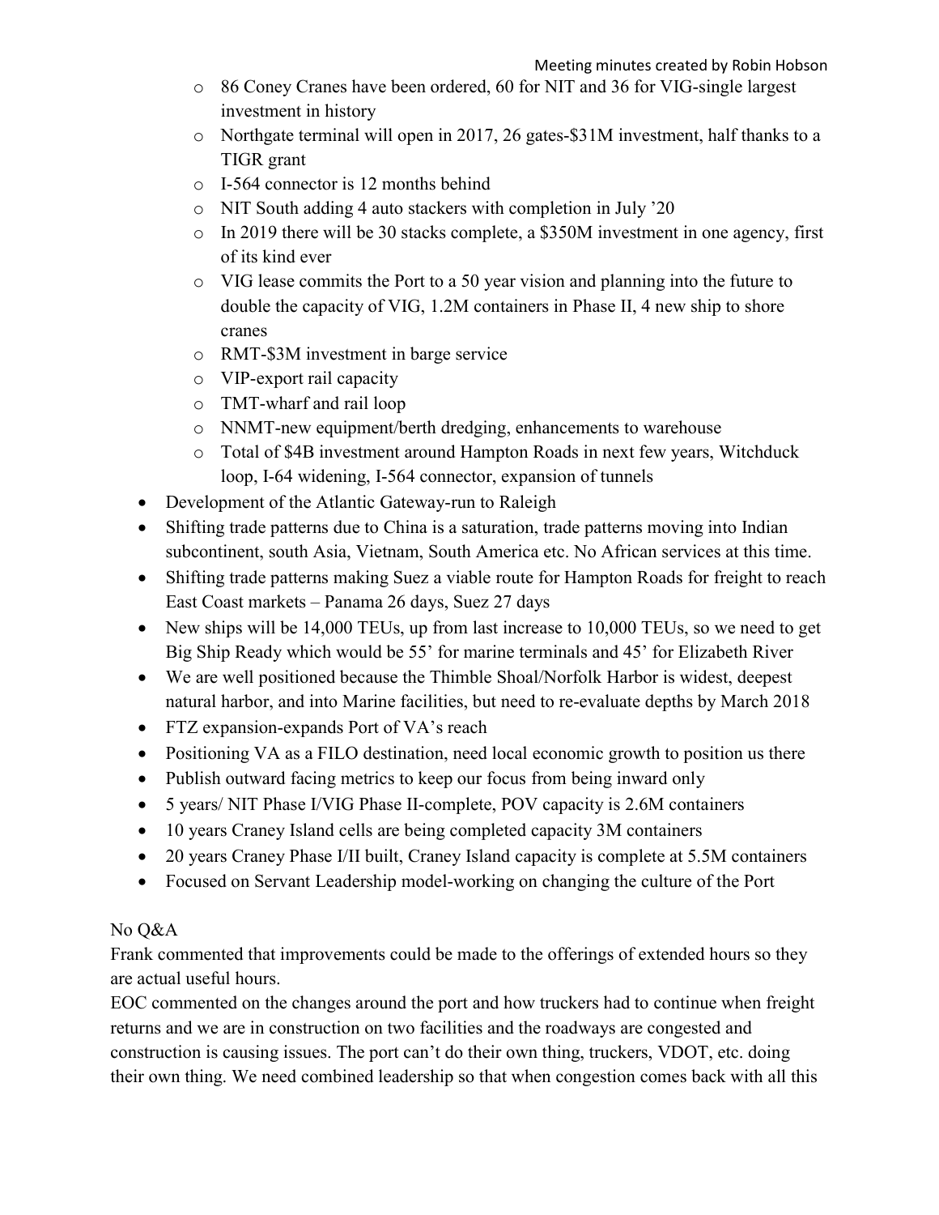- 86 Coney Cranes have been ordered, 60 for NIT and 36 for VIG-single largest investment in history
  - Northgate terminal will open in 2017, 26 gates-$31M investment, half thanks to a TIGR grant
  - I-564 connector is 12 months behind
  - NIT South adding 4 auto stackers with completion in July '20
  - In 2019 there will be 30 stacks complete, a $350M investment in one agency, first of its kind ever
  - VIG lease commits the Port to a 50 year vision and planning into the future to double the capacity of VIG, 1.2M containers in Phase II, 4 new ship to shore cranes
  - RMT-$3M investment in barge service
  - VIP-export rail capacity
  - TMT-wharf and rail loop
  - NNMT-new equipment/berth dredging, enhancements to warehouse
  - Total of $4B investment around Hampton Roads in next few years, Witchduck loop, I-64 widening, I-564 connector, expansion of tunnels
- Development of the Atlantic Gateway-run to Raleigh
- Shifting trade patterns due to China is a saturation, trade patterns moving into Indian subcontinent, south Asia, Vietnam, South America etc. No African services at this time.
- Shifting trade patterns making Suez a viable route for Hampton Roads for freight to reach East Coast markets – Panama 26 days, Suez 27 days
- New ships will be 14,000 TEUs, up from last increase to 10,000 TEUs, so we need to get Big Ship Ready which would be 55' for marine terminals and 45' for Elizabeth River
- We are well positioned because the Thimble Shoal/Norfolk Harbor is widest, deepest natural harbor, and into Marine facilities, but need to re-evaluate depths by March 2018
- FTZ expansion-expands Port of VA's reach
- Positioning VA as a FILO destination, need local economic growth to position us there
- Publish outward facing metrics to keep our focus from being inward only
- 5 years/ NIT Phase I/VIG Phase II-complete, POV capacity is 2.6M containers
- 10 years Craney Island cells are being completed capacity 3M containers
- 20 years Craney Phase I/II built, Craney Island capacity is complete at 5.5M containers
- Focused on Servant Leadership model-working on changing the culture of the Port

No Q&A

Frank commented that improvements could be made to the offerings of extended hours so they are actual useful hours.

EOC commented on the changes around the port and how truckers had to continue when freight returns and we are in construction on two facilities and the roadways are congested and construction is causing issues. The port can't do their own thing, truckers, VDOT, etc. doing their own thing. We need combined leadership so that when congestion comes back with all this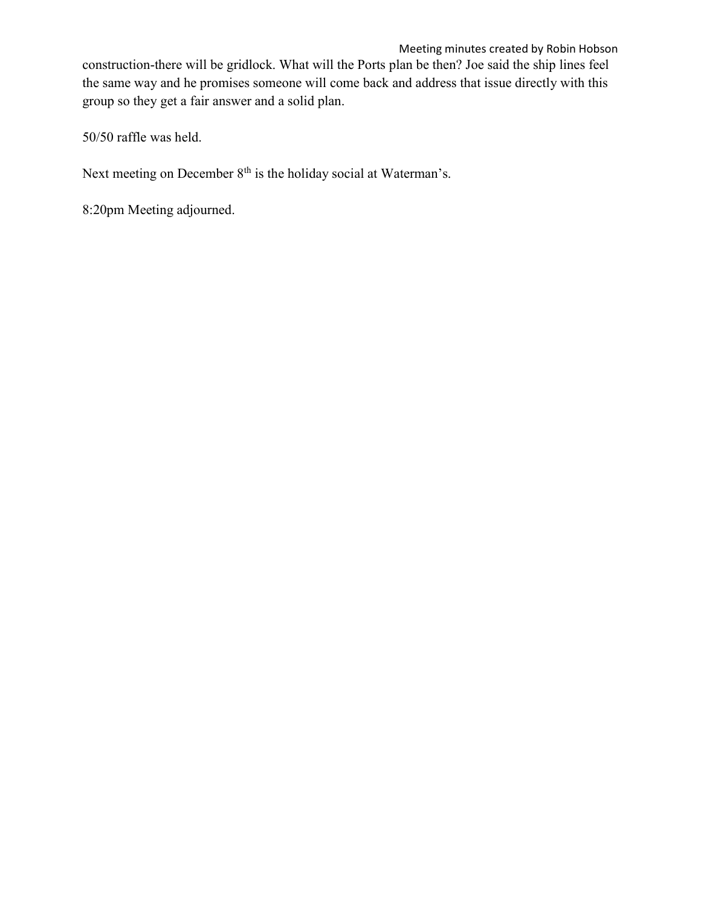construction-there will be gridlock. What will the Ports plan be then? Joe said the ship lines feel the same way and he promises someone will come back and address that issue directly with this group so they get a fair answer and a solid plan.

50/50 raffle was held.

Next meeting on December 8th is the holiday social at Waterman's.

8:20pm Meeting adjourned.